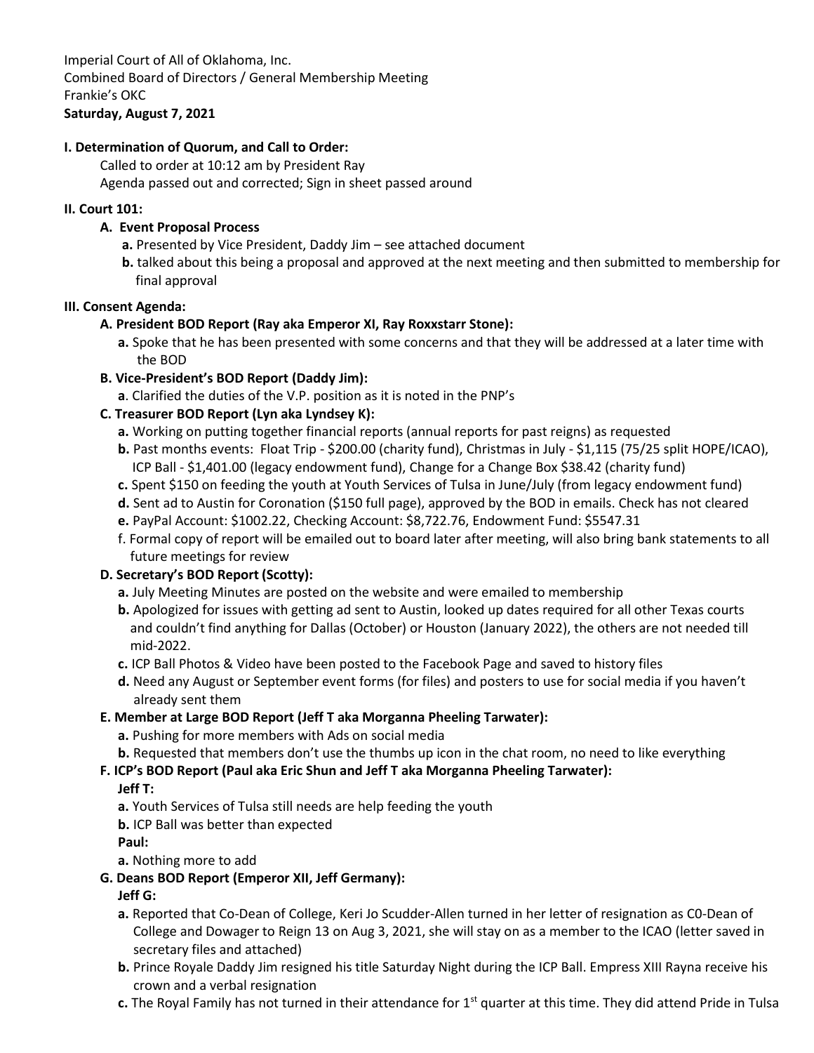Imperial Court of All of Oklahoma, Inc.
Combined Board of Directors / General Membership Meeting
Frankie's OKC
**Saturday, August 7, 2021**

**I. Determination of Quorum, and Call to Order:**

Called to order at 10:12 am by President Ray
Agenda passed out and corrected; Sign in sheet passed around

**II. Court 101:**

**A. Event Proposal Process**

**a.** Presented by Vice President, Daddy Jim – see attached document

**b.** talked about this being a proposal and approved at the next meeting and then submitted to membership for final approval

**III. Consent Agenda:**

**A. President BOD Report (Ray aka Emperor XI, Ray Roxxstarr Stone):**

**a.** Spoke that he has been presented with some concerns and that they will be addressed at a later time with the BOD

**B. Vice-President's BOD Report (Daddy Jim):**

**a**. Clarified the duties of the V.P. position as it is noted in the PNP's

**C. Treasurer BOD Report (Lyn aka Lyndsey K):**

**a.** Working on putting together financial reports (annual reports for past reigns) as requested

**b.** Past months events: Float Trip - $200.00 (charity fund), Christmas in July - $1,115 (75/25 split HOPE/ICAO), ICP Ball - $1,401.00 (legacy endowment fund), Change for a Change Box $38.42 (charity fund)

**c.** Spent $150 on feeding the youth at Youth Services of Tulsa in June/July (from legacy endowment fund)

**d.** Sent ad to Austin for Coronation ($150 full page), approved by the BOD in emails. Check has not cleared

**e.** PayPal Account: $1002.22, Checking Account: $8,722.76, Endowment Fund: $5547.31

f. Formal copy of report will be emailed out to board later after meeting, will also bring bank statements to all future meetings for review

**D. Secretary's BOD Report (Scotty):**

**a.** July Meeting Minutes are posted on the website and were emailed to membership

**b.** Apologized for issues with getting ad sent to Austin, looked up dates required for all other Texas courts and couldn't find anything for Dallas (October) or Houston (January 2022), the others are not needed till mid-2022.

**c.** ICP Ball Photos & Video have been posted to the Facebook Page and saved to history files

**d.** Need any August or September event forms (for files) and posters to use for social media if you haven't already sent them

**E. Member at Large BOD Report (Jeff T aka Morganna Pheeling Tarwater):**

**a.** Pushing for more members with Ads on social media

**b.** Requested that members don't use the thumbs up icon in the chat room, no need to like everything

**F. ICP's BOD Report (Paul aka Eric Shun and Jeff T aka Morganna Pheeling Tarwater):**

**Jeff T:**

**a.** Youth Services of Tulsa still needs are help feeding the youth

**b.** ICP Ball was better than expected

**Paul:**

**a.** Nothing more to add

**G. Deans BOD Report (Emperor XII, Jeff Germany):**

**Jeff G:**

**a.** Reported that Co-Dean of College, Keri Jo Scudder-Allen turned in her letter of resignation as C0-Dean of College and Dowager to Reign 13 on Aug 3, 2021, she will stay on as a member to the ICAO (letter saved in secretary files and attached)

**b.** Prince Royale Daddy Jim resigned his title Saturday Night during the ICP Ball. Empress XIII Rayna receive his crown and a verbal resignation

**c.** The Royal Family has not turned in their attendance for 1st quarter at this time. They did attend Pride in Tulsa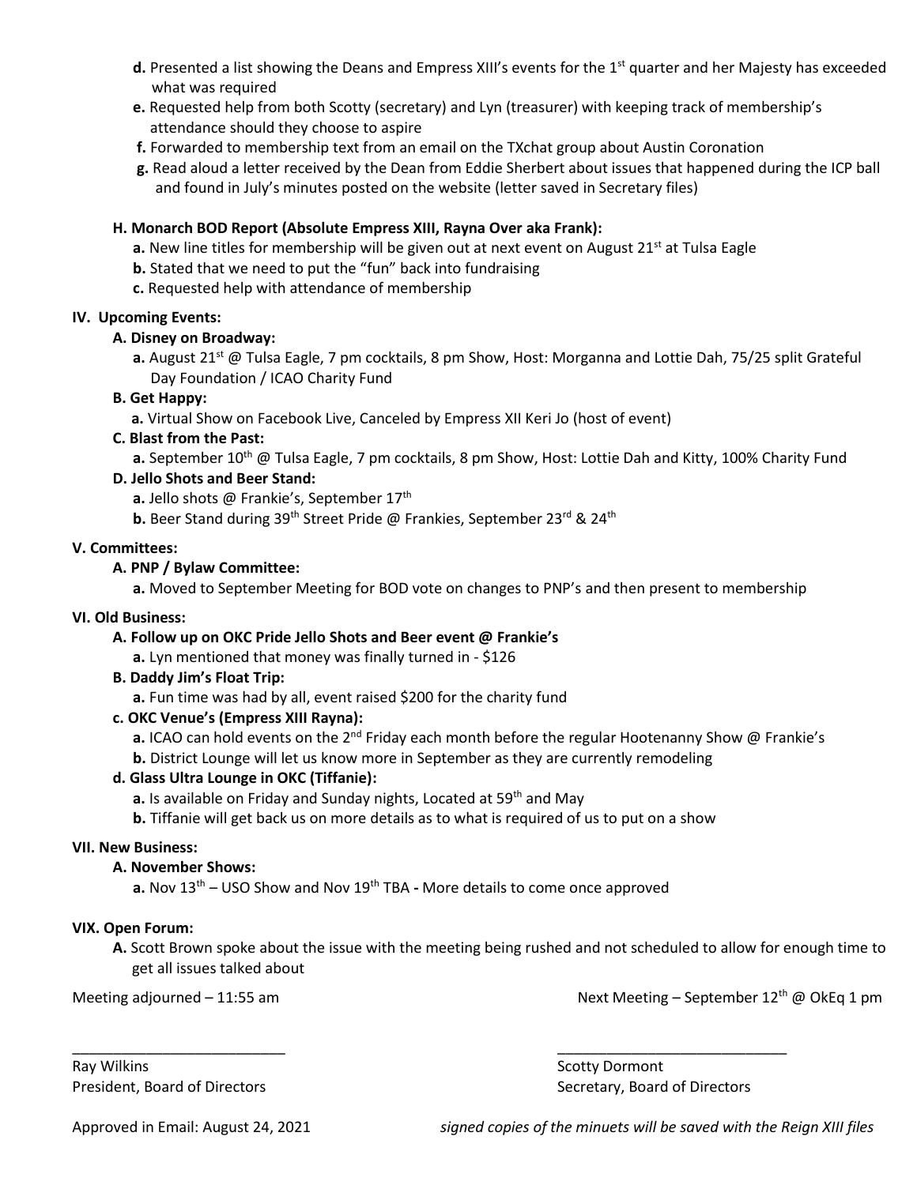**d.** Presented a list showing the Deans and Empress XIII's events for the 1st quarter and her Majesty has exceeded what was required

**e.** Requested help from both Scotty (secretary) and Lyn (treasurer) with keeping track of membership's attendance should they choose to aspire

**f.** Forwarded to membership text from an email on the TXchat group about Austin Coronation

**g.** Read aloud a letter received by the Dean from Eddie Sherbert about issues that happened during the ICP ball and found in July's minutes posted on the website (letter saved in Secretary files)

**H. Monarch BOD Report (Absolute Empress XIII, Rayna Over aka Frank):**

**a.** New line titles for membership will be given out at next event on August 21st at Tulsa Eagle

**b.** Stated that we need to put the "fun" back into fundraising

**c.** Requested help with attendance of membership

**IV. Upcoming Events:**

**A. Disney on Broadway:**

**a.** August 21st @ Tulsa Eagle, 7 pm cocktails, 8 pm Show, Host: Morganna and Lottie Dah, 75/25 split Grateful Day Foundation / ICAO Charity Fund

**B. Get Happy:**

**a.** Virtual Show on Facebook Live, Canceled by Empress XII Keri Jo (host of event)

**C. Blast from the Past:**

**a.** September 10th @ Tulsa Eagle, 7 pm cocktails, 8 pm Show, Host: Lottie Dah and Kitty, 100% Charity Fund

**D. Jello Shots and Beer Stand:**

**a.** Jello shots @ Frankie's, September 17th

**b.** Beer Stand during 39th Street Pride @ Frankies, September 23rd & 24th

**V. Committees:**

**A. PNP / Bylaw Committee:**

**a.** Moved to September Meeting for BOD vote on changes to PNP's and then present to membership

**VI. Old Business:**

**A. Follow up on OKC Pride Jello Shots and Beer event @ Frankie's**

**a.** Lyn mentioned that money was finally turned in - $126

**B. Daddy Jim's Float Trip:**

**a.** Fun time was had by all, event raised $200 for the charity fund

**c. OKC Venue's (Empress XIII Rayna):**

**a.** ICAO can hold events on the 2nd Friday each month before the regular Hootenanny Show @ Frankie's

**b.** District Lounge will let us know more in September as they are currently remodeling

**d. Glass Ultra Lounge in OKC (Tiffanie):**

**a.** Is available on Friday and Sunday nights, Located at 59th and May

**b.** Tiffanie will get back us on more details as to what is required of us to put on a show

**VII. New Business:**

**A. November Shows:**

**a.** Nov 13th – USO Show and Nov 19th TBA **-** More details to come once approved

**VIX. Open Forum:**

**A.** Scott Brown spoke about the issue with the meeting being rushed and not scheduled to allow for enough time to get all issues talked about

Meeting adjourned – 11:55 am

Next Meeting – September 12th @ OkEq 1 pm

\_\_\_\_\_\_\_\_\_\_\_\_\_\_\_\_\_\_\_\_\_\_\_\_\_\_\_\_

Ray Wilkins
President, Board of Directors

\_\_\_\_\_\_\_\_\_\_\_\_\_\_\_\_\_\_\_\_\_\_\_\_\_\_\_\_

Scotty Dormont
Secretary, Board of Directors

Approved in Email: August 24, 2021

*signed copies of the minuets will be saved with the Reign XIII files*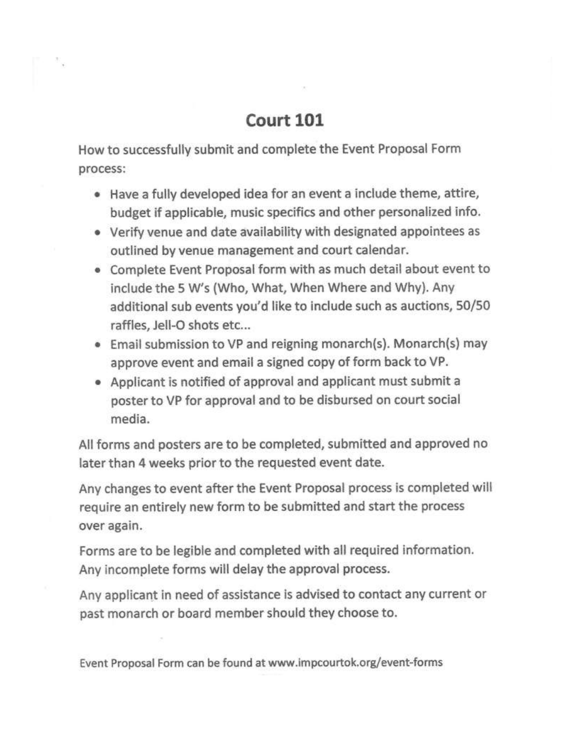# Court 101

How to successfully submit and complete the Event Proposal Form process:

- Have a fully developed idea for an event a include theme, attire, budget if applicable, music specifics and other personalized info.
- Verify venue and date availability with designated appointees as outlined by venue management and court calendar.
- Complete Event Proposal form with as much detail about event to include the 5 W's (Who, What, When Where and Why). Any additional sub events you'd like to include such as auctions, 50/50 raffles, Jell-O shots etc...
- Email submission to VP and reigning monarch(s). Monarch(s) may approve event and email a signed copy of form back to VP.
- Applicant is notified of approval and applicant must submit a poster to VP for approval and to be disbursed on court social media.

All forms and posters are to be completed, submitted and approved no later than 4 weeks prior to the requested event date.

Any changes to event after the Event Proposal process is completed will require an entirely new form to be submitted and start the process over again.

Forms are to be legible and completed with all required information. Any incomplete forms will delay the approval process.

Any applicant in need of assistance is advised to contact any current or past monarch or board member should they choose to.

Event Proposal Form can be found at www.impcourtok.org/event-forms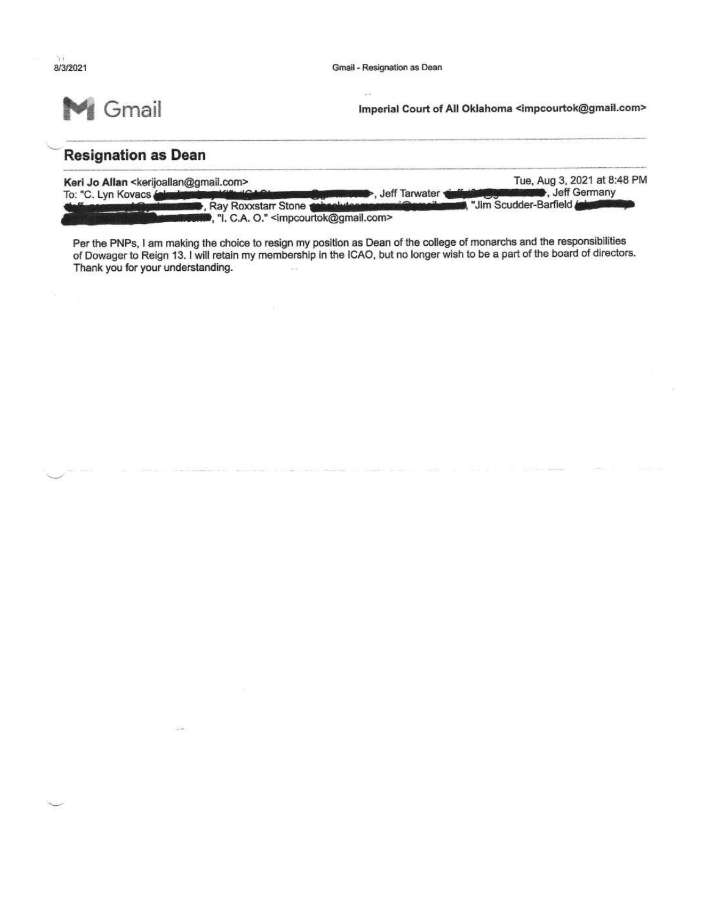Imperial Court of All Oklahoma <impcourtok@gmail.com>

## Resignation as Dean

**Keri Jo Allan** <kerijoallan@gmail.com> — Tue, Aug 3, 2021 at 8:48 PM

To: "C. Lyn Kovacs [redacted]", Jeff Tarwater [redacted], Jeff Germany [redacted], Ray Roxxstarr Stone [redacted], "Jim Scudder-Barfield [redacted]", "I. C.A. O." <impcourtok@gmail.com>

Per the PNPs, I am making the choice to resign my position as Dean of the college of monarchs and the responsibilities of Dowager to Reign 13. I will retain my membership in the ICAO, but no longer wish to be a part of the board of directors. Thank you for your understanding.